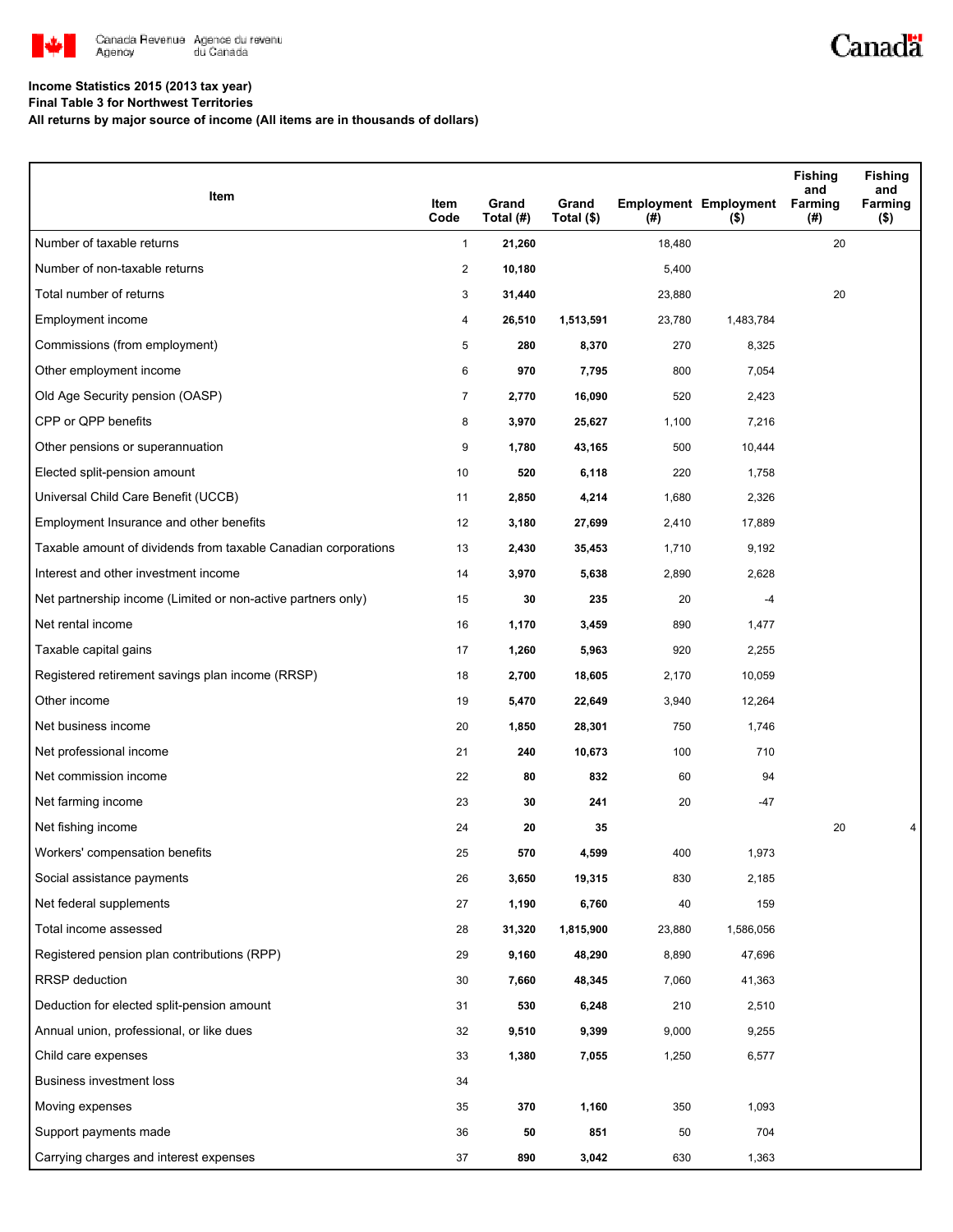Canada Revenue Agency / Agence du revenu du Canada

Canada

**Income Statistics 2015 (2013 tax year)**
**Final Table 3 for Northwest Territories**
**All returns by major source of income (All items are in thousands of dollars)**

| Item | Item Code | Grand Total (#) | Grand Total ($) | Employment (#) | Employment ($) | Fishing and Farming (#) | Fishing and Farming ($) |
|---|---|---|---|---|---|---|---|
| Number of taxable returns | 1 | **21,260** | | 18,480 | | 20 | |
| Number of non-taxable returns | 2 | **10,180** | | 5,400 | | | |
| Total number of returns | 3 | **31,440** | | 23,880 | | 20 | |
| Employment income | 4 | **26,510** | **1,513,591** | 23,780 | 1,483,784 | | |
| Commissions (from employment) | 5 | **280** | **8,370** | 270 | 8,325 | | |
| Other employment income | 6 | **970** | **7,795** | 800 | 7,054 | | |
| Old Age Security pension (OASP) | 7 | **2,770** | **16,090** | 520 | 2,423 | | |
| CPP or QPP benefits | 8 | **3,970** | **25,627** | 1,100 | 7,216 | | |
| Other pensions or superannuation | 9 | **1,780** | **43,165** | 500 | 10,444 | | |
| Elected split-pension amount | 10 | **520** | **6,118** | 220 | 1,758 | | |
| Universal Child Care Benefit (UCCB) | 11 | **2,850** | **4,214** | 1,680 | 2,326 | | |
| Employment Insurance and other benefits | 12 | **3,180** | **27,699** | 2,410 | 17,889 | | |
| Taxable amount of dividends from taxable Canadian corporations | 13 | **2,430** | **35,453** | 1,710 | 9,192 | | |
| Interest and other investment income | 14 | **3,970** | **5,638** | 2,890 | 2,628 | | |
| Net partnership income (Limited or non-active partners only) | 15 | **30** | **235** | 20 | -4 | | |
| Net rental income | 16 | **1,170** | **3,459** | 890 | 1,477 | | |
| Taxable capital gains | 17 | **1,260** | **5,963** | 920 | 2,255 | | |
| Registered retirement savings plan income (RRSP) | 18 | **2,700** | **18,605** | 2,170 | 10,059 | | |
| Other income | 19 | **5,470** | **22,649** | 3,940 | 12,264 | | |
| Net business income | 20 | **1,850** | **28,301** | 750 | 1,746 | | |
| Net professional income | 21 | **240** | **10,673** | 100 | 710 | | |
| Net commission income | 22 | **80** | **832** | 60 | 94 | | |
| Net farming income | 23 | **30** | **241** | 20 | -47 | | |
| Net fishing income | 24 | **20** | **35** | | | 20 | 4 |
| Workers' compensation benefits | 25 | **570** | **4,599** | 400 | 1,973 | | |
| Social assistance payments | 26 | **3,650** | **19,315** | 830 | 2,185 | | |
| Net federal supplements | 27 | **1,190** | **6,760** | 40 | 159 | | |
| Total income assessed | 28 | **31,320** | **1,815,900** | 23,880 | 1,586,056 | | |
| Registered pension plan contributions (RPP) | 29 | **9,160** | **48,290** | 8,890 | 47,696 | | |
| RRSP deduction | 30 | **7,660** | **48,345** | 7,060 | 41,363 | | |
| Deduction for elected split-pension amount | 31 | **530** | **6,248** | 210 | 2,510 | | |
| Annual union, professional, or like dues | 32 | **9,510** | **9,399** | 9,000 | 9,255 | | |
| Child care expenses | 33 | **1,380** | **7,055** | 1,250 | 6,577 | | |
| Business investment loss | 34 | | | | | | |
| Moving expenses | 35 | **370** | **1,160** | 350 | 1,093 | | |
| Support payments made | 36 | **50** | **851** | 50 | 704 | | |
| Carrying charges and interest expenses | 37 | **890** | **3,042** | 630 | 1,363 | | |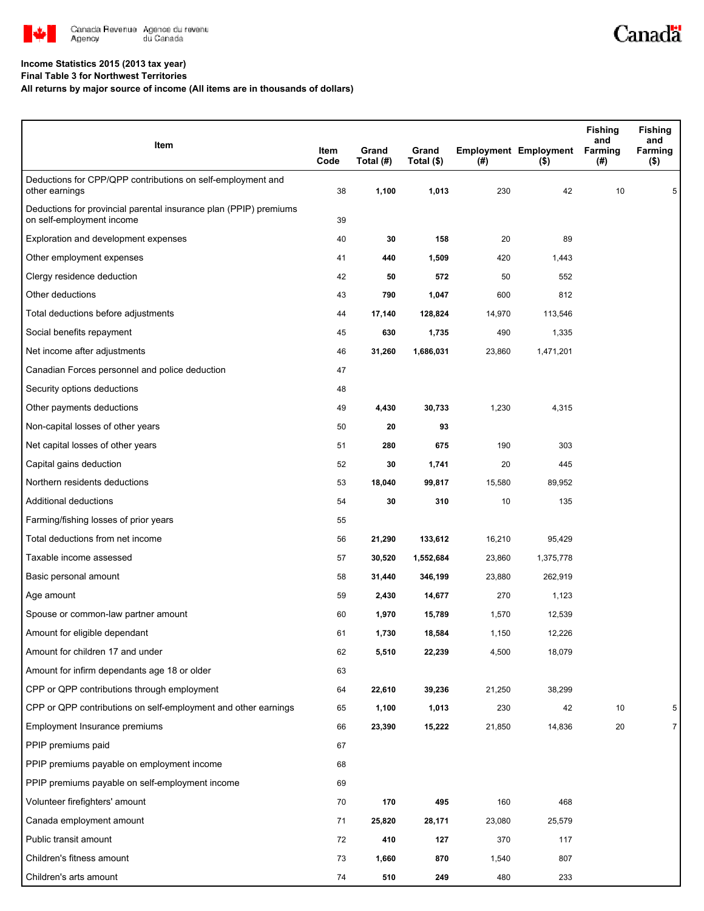**Income Statistics 2015 (2013 tax year)**
**Final Table 3 for Northwest Territories**
**All returns by major source of income (All items are in thousands of dollars)**

| Item | Item Code | Grand Total (#) | Grand Total ($) | Employment (#) | Employment ($) | Fishing and Farming (#) | Fishing and Farming ($) |
|---|---|---|---|---|---|---|---|
| Deductions for CPP/QPP contributions on self-employment and other earnings | 38 | **1,100** | **1,013** | 230 | 42 | 10 | 5 |
| Deductions for provincial parental insurance plan (PPIP) premiums on self-employment income | 39 | | | | | | |
| Exploration and development expenses | 40 | **30** | **158** | 20 | 89 | | |
| Other employment expenses | 41 | **440** | **1,509** | 420 | 1,443 | | |
| Clergy residence deduction | 42 | **50** | **572** | 50 | 552 | | |
| Other deductions | 43 | **790** | **1,047** | 600 | 812 | | |
| Total deductions before adjustments | 44 | **17,140** | **128,824** | 14,970 | 113,546 | | |
| Social benefits repayment | 45 | **630** | **1,735** | 490 | 1,335 | | |
| Net income after adjustments | 46 | **31,260** | **1,686,031** | 23,860 | 1,471,201 | | |
| Canadian Forces personnel and police deduction | 47 | | | | | | |
| Security options deductions | 48 | | | | | | |
| Other payments deductions | 49 | **4,430** | **30,733** | 1,230 | 4,315 | | |
| Non-capital losses of other years | 50 | **20** | **93** | | | | |
| Net capital losses of other years | 51 | **280** | **675** | 190 | 303 | | |
| Capital gains deduction | 52 | **30** | **1,741** | 20 | 445 | | |
| Northern residents deductions | 53 | **18,040** | **99,817** | 15,580 | 89,952 | | |
| Additional deductions | 54 | **30** | **310** | 10 | 135 | | |
| Farming/fishing losses of prior years | 55 | | | | | | |
| Total deductions from net income | 56 | **21,290** | **133,612** | 16,210 | 95,429 | | |
| Taxable income assessed | 57 | **30,520** | **1,552,684** | 23,860 | 1,375,778 | | |
| Basic personal amount | 58 | **31,440** | **346,199** | 23,880 | 262,919 | | |
| Age amount | 59 | **2,430** | **14,677** | 270 | 1,123 | | |
| Spouse or common-law partner amount | 60 | **1,970** | **15,789** | 1,570 | 12,539 | | |
| Amount for eligible dependant | 61 | **1,730** | **18,584** | 1,150 | 12,226 | | |
| Amount for children 17 and under | 62 | **5,510** | **22,239** | 4,500 | 18,079 | | |
| Amount for infirm dependants age 18 or older | 63 | | | | | | |
| CPP or QPP contributions through employment | 64 | **22,610** | **39,236** | 21,250 | 38,299 | | |
| CPP or QPP contributions on self-employment and other earnings | 65 | **1,100** | **1,013** | 230 | 42 | 10 | 5 |
| Employment Insurance premiums | 66 | **23,390** | **15,222** | 21,850 | 14,836 | 20 | 7 |
| PPIP premiums paid | 67 | | | | | | |
| PPIP premiums payable on employment income | 68 | | | | | | |
| PPIP premiums payable on self-employment income | 69 | | | | | | |
| Volunteer firefighters' amount | 70 | **170** | **495** | 160 | 468 | | |
| Canada employment amount | 71 | **25,820** | **28,171** | 23,080 | 25,579 | | |
| Public transit amount | 72 | **410** | **127** | 370 | 117 | | |
| Children's fitness amount | 73 | **1,660** | **870** | 1,540 | 807 | | |
| Children's arts amount | 74 | **510** | **249** | 480 | 233 | | |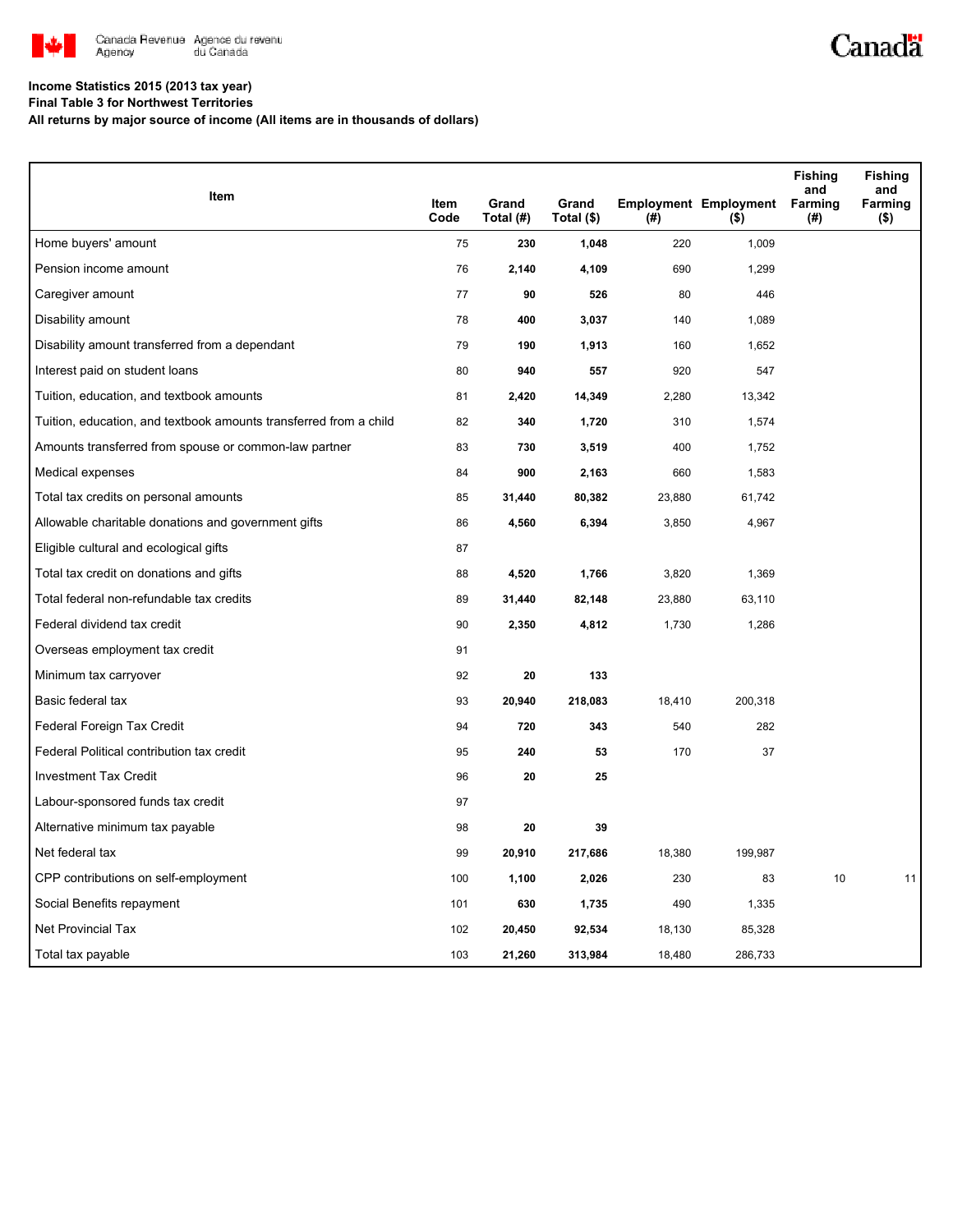**Income Statistics 2015 (2013 tax year)**

**Final Table 3 for Northwest Territories**

**All returns by major source of income (All items are in thousands of dollars)**

| Item | Item Code | Grand Total (#) | Grand Total ($) | Employment (#) | Employment ($) | Fishing and Farming (#) | Fishing and Farming ($) |
|---|---|---|---|---|---|---|---|
| Home buyers' amount | 75 | **230** | **1,048** | 220 | 1,009 | | |
| Pension income amount | 76 | **2,140** | **4,109** | 690 | 1,299 | | |
| Caregiver amount | 77 | **90** | **526** | 80 | 446 | | |
| Disability amount | 78 | **400** | **3,037** | 140 | 1,089 | | |
| Disability amount transferred from a dependant | 79 | **190** | **1,913** | 160 | 1,652 | | |
| Interest paid on student loans | 80 | **940** | **557** | 920 | 547 | | |
| Tuition, education, and textbook amounts | 81 | **2,420** | **14,349** | 2,280 | 13,342 | | |
| Tuition, education, and textbook amounts transferred from a child | 82 | **340** | **1,720** | 310 | 1,574 | | |
| Amounts transferred from spouse or common-law partner | 83 | **730** | **3,519** | 400 | 1,752 | | |
| Medical expenses | 84 | **900** | **2,163** | 660 | 1,583 | | |
| Total tax credits on personal amounts | 85 | **31,440** | **80,382** | 23,880 | 61,742 | | |
| Allowable charitable donations and government gifts | 86 | **4,560** | **6,394** | 3,850 | 4,967 | | |
| Eligible cultural and ecological gifts | 87 | | | | | | |
| Total tax credit on donations and gifts | 88 | **4,520** | **1,766** | 3,820 | 1,369 | | |
| Total federal non-refundable tax credits | 89 | **31,440** | **82,148** | 23,880 | 63,110 | | |
| Federal dividend tax credit | 90 | **2,350** | **4,812** | 1,730 | 1,286 | | |
| Overseas employment tax credit | 91 | | | | | | |
| Minimum tax carryover | 92 | **20** | **133** | | | | |
| Basic federal tax | 93 | **20,940** | **218,083** | 18,410 | 200,318 | | |
| Federal Foreign Tax Credit | 94 | **720** | **343** | 540 | 282 | | |
| Federal Political contribution tax credit | 95 | **240** | **53** | 170 | 37 | | |
| Investment Tax Credit | 96 | **20** | **25** | | | | |
| Labour-sponsored funds tax credit | 97 | | | | | | |
| Alternative minimum tax payable | 98 | **20** | **39** | | | | |
| Net federal tax | 99 | **20,910** | **217,686** | 18,380 | 199,987 | | |
| CPP contributions on self-employment | 100 | **1,100** | **2,026** | 230 | 83 | 10 | 11 |
| Social Benefits repayment | 101 | **630** | **1,735** | 490 | 1,335 | | |
| Net Provincial Tax | 102 | **20,450** | **92,534** | 18,130 | 85,328 | | |
| Total tax payable | 103 | **21,260** | **313,984** | 18,480 | 286,733 | | |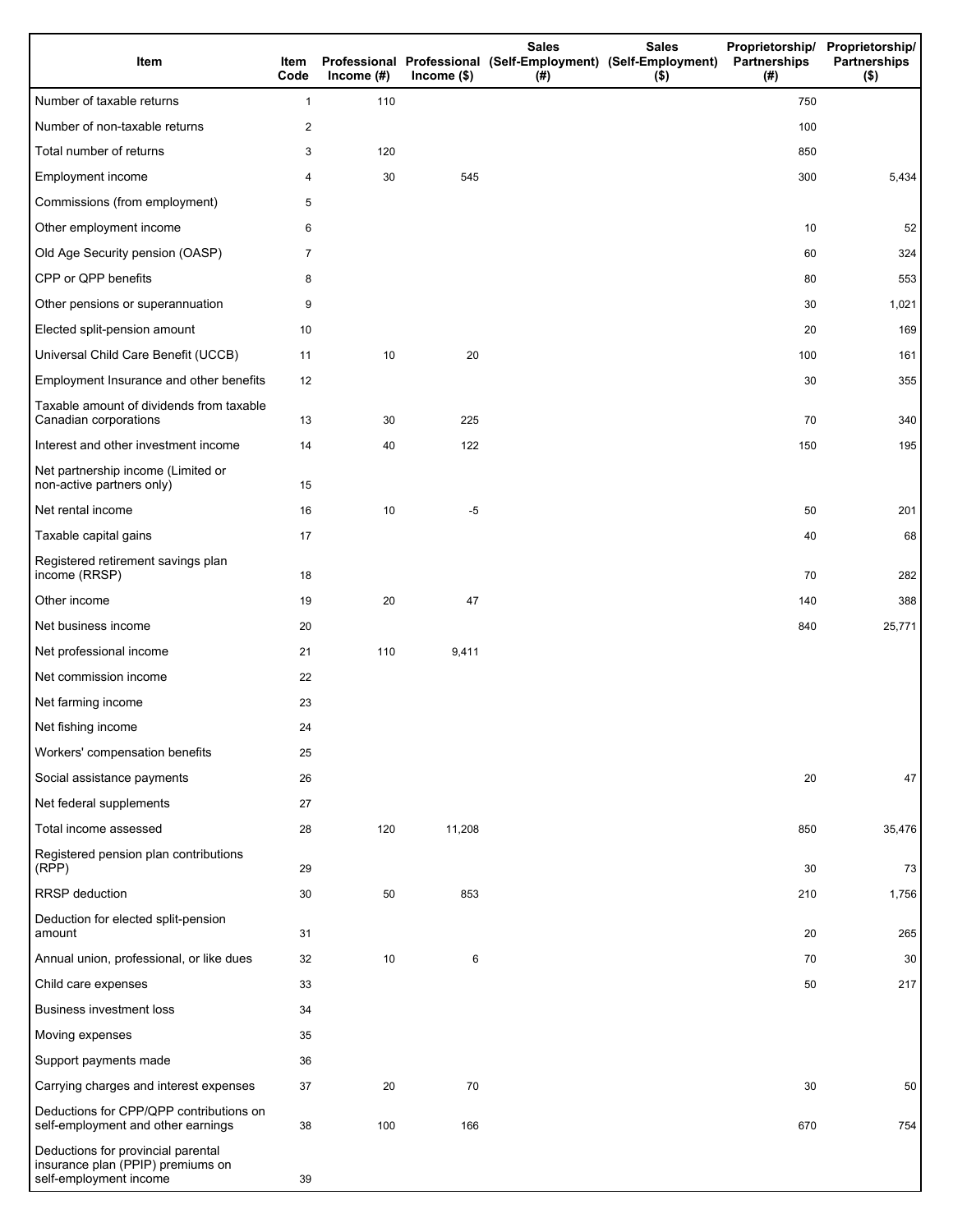| Item | Item Code | Professional Income (#) | Professional Income ($) | Sales (Self-Employment) (#) | Sales (Self-Employment) ($) | Proprietorship/ Partnerships (#) | Proprietorship/ Partnerships ($) |
|---|---|---|---|---|---|---|---|
| Number of taxable returns | 1 | 110 | | | | 750 | |
| Number of non-taxable returns | 2 | | | | | 100 | |
| Total number of returns | 3 | 120 | | | | 850 | |
| Employment income | 4 | 30 | 545 | | | 300 | 5,434 |
| Commissions (from employment) | 5 | | | | | | |
| Other employment income | 6 | | | | | 10 | 52 |
| Old Age Security pension (OASP) | 7 | | | | | 60 | 324 |
| CPP or QPP benefits | 8 | | | | | 80 | 553 |
| Other pensions or superannuation | 9 | | | | | 30 | 1,021 |
| Elected split-pension amount | 10 | | | | | 20 | 169 |
| Universal Child Care Benefit (UCCB) | 11 | 10 | 20 | | | 100 | 161 |
| Employment Insurance and other benefits | 12 | | | | | 30 | 355 |
| Taxable amount of dividends from taxable Canadian corporations | 13 | 30 | 225 | | | 70 | 340 |
| Interest and other investment income | 14 | 40 | 122 | | | 150 | 195 |
| Net partnership income (Limited or non-active partners only) | 15 | | | | | | |
| Net rental income | 16 | 10 | -5 | | | 50 | 201 |
| Taxable capital gains | 17 | | | | | 40 | 68 |
| Registered retirement savings plan income (RRSP) | 18 | | | | | 70 | 282 |
| Other income | 19 | 20 | 47 | | | 140 | 388 |
| Net business income | 20 | | | | | 840 | 25,771 |
| Net professional income | 21 | 110 | 9,411 | | | | |
| Net commission income | 22 | | | | | | |
| Net farming income | 23 | | | | | | |
| Net fishing income | 24 | | | | | | |
| Workers' compensation benefits | 25 | | | | | | |
| Social assistance payments | 26 | | | | | 20 | 47 |
| Net federal supplements | 27 | | | | | | |
| Total income assessed | 28 | 120 | 11,208 | | | 850 | 35,476 |
| Registered pension plan contributions (RPP) | 29 | | | | | 30 | 73 |
| RRSP deduction | 30 | 50 | 853 | | | 210 | 1,756 |
| Deduction for elected split-pension amount | 31 | | | | | 20 | 265 |
| Annual union, professional, or like dues | 32 | 10 | 6 | | | 70 | 30 |
| Child care expenses | 33 | | | | | 50 | 217 |
| Business investment loss | 34 | | | | | | |
| Moving expenses | 35 | | | | | | |
| Support payments made | 36 | | | | | | |
| Carrying charges and interest expenses | 37 | 20 | 70 | | | 30 | 50 |
| Deductions for CPP/QPP contributions on self-employment and other earnings | 38 | 100 | 166 | | | 670 | 754 |
| Deductions for provincial parental insurance plan (PPIP) premiums on self-employment income | 39 | | | | | | |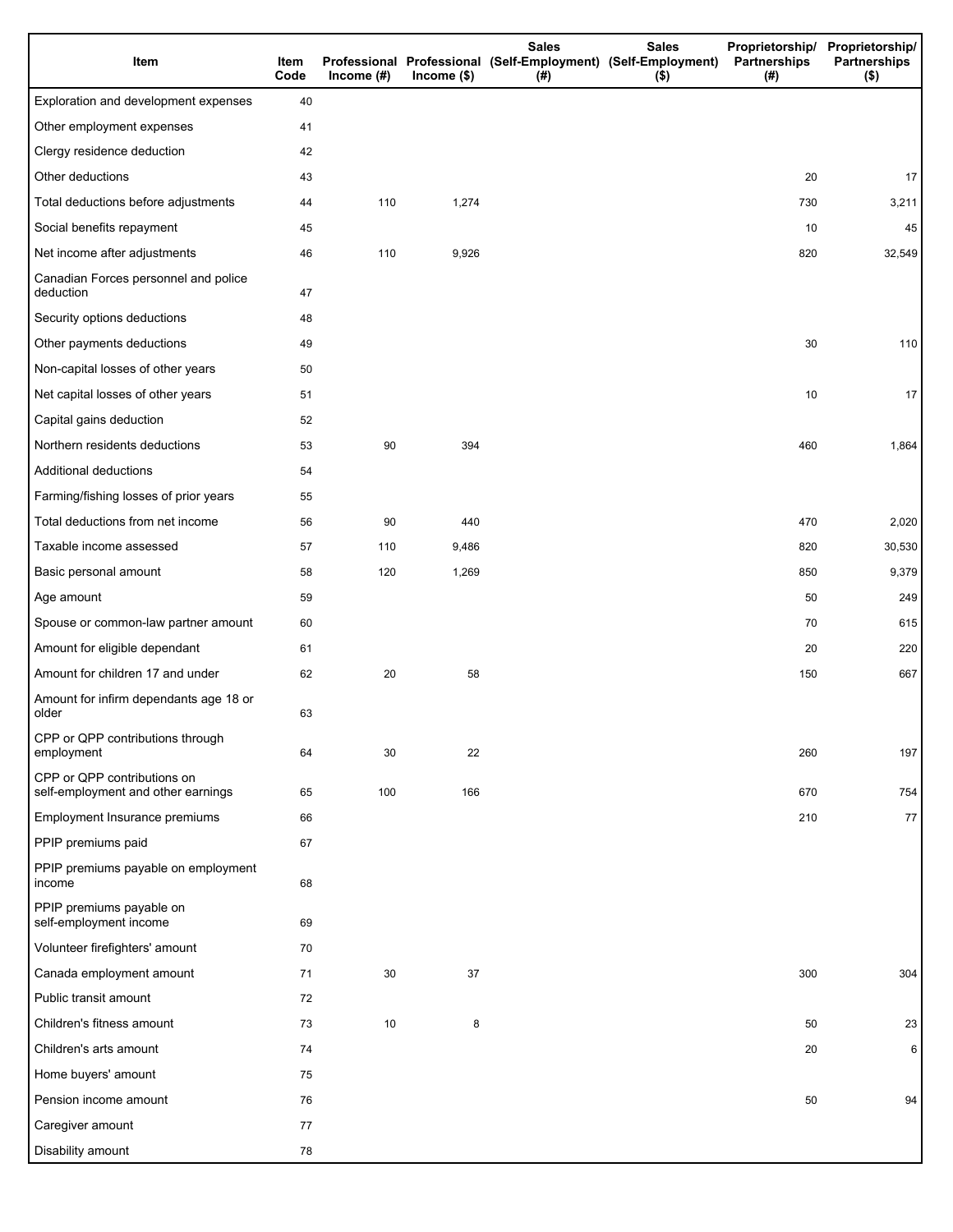| Item | Item Code | Professional Income (#) | Professional Income ($) | Sales (Self-Employment) (#) | Sales (Self-Employment) ($) | Proprietorship/ Partnerships (#) | Proprietorship/ Partnerships ($) |
|---|---|---|---|---|---|---|---|
| Exploration and development expenses | 40 | | | | | | |
| Other employment expenses | 41 | | | | | | |
| Clergy residence deduction | 42 | | | | | | |
| Other deductions | 43 | | | | | 20 | 17 |
| Total deductions before adjustments | 44 | 110 | 1,274 | | | 730 | 3,211 |
| Social benefits repayment | 45 | | | | | 10 | 45 |
| Net income after adjustments | 46 | 110 | 9,926 | | | 820 | 32,549 |
| Canadian Forces personnel and police deduction | 47 | | | | | | |
| Security options deductions | 48 | | | | | | |
| Other payments deductions | 49 | | | | | 30 | 110 |
| Non-capital losses of other years | 50 | | | | | | |
| Net capital losses of other years | 51 | | | | | 10 | 17 |
| Capital gains deduction | 52 | | | | | | |
| Northern residents deductions | 53 | 90 | 394 | | | 460 | 1,864 |
| Additional deductions | 54 | | | | | | |
| Farming/fishing losses of prior years | 55 | | | | | | |
| Total deductions from net income | 56 | 90 | 440 | | | 470 | 2,020 |
| Taxable income assessed | 57 | 110 | 9,486 | | | 820 | 30,530 |
| Basic personal amount | 58 | 120 | 1,269 | | | 850 | 9,379 |
| Age amount | 59 | | | | | 50 | 249 |
| Spouse or common-law partner amount | 60 | | | | | 70 | 615 |
| Amount for eligible dependant | 61 | | | | | 20 | 220 |
| Amount for children 17 and under | 62 | 20 | 58 | | | 150 | 667 |
| Amount for infirm dependants age 18 or older | 63 | | | | | | |
| CPP or QPP contributions through employment | 64 | 30 | 22 | | | 260 | 197 |
| CPP or QPP contributions on self-employment and other earnings | 65 | 100 | 166 | | | 670 | 754 |
| Employment Insurance premiums | 66 | | | | | 210 | 77 |
| PPIP premiums paid | 67 | | | | | | |
| PPIP premiums payable on employment income | 68 | | | | | | |
| PPIP premiums payable on self-employment income | 69 | | | | | | |
| Volunteer firefighters' amount | 70 | | | | | | |
| Canada employment amount | 71 | 30 | 37 | | | 300 | 304 |
| Public transit amount | 72 | | | | | | |
| Children's fitness amount | 73 | 10 | 8 | | | 50 | 23 |
| Children's arts amount | 74 | | | | | 20 | 6 |
| Home buyers' amount | 75 | | | | | | |
| Pension income amount | 76 | | | | | 50 | 94 |
| Caregiver amount | 77 | | | | | | |
| Disability amount | 78 | | | | | | |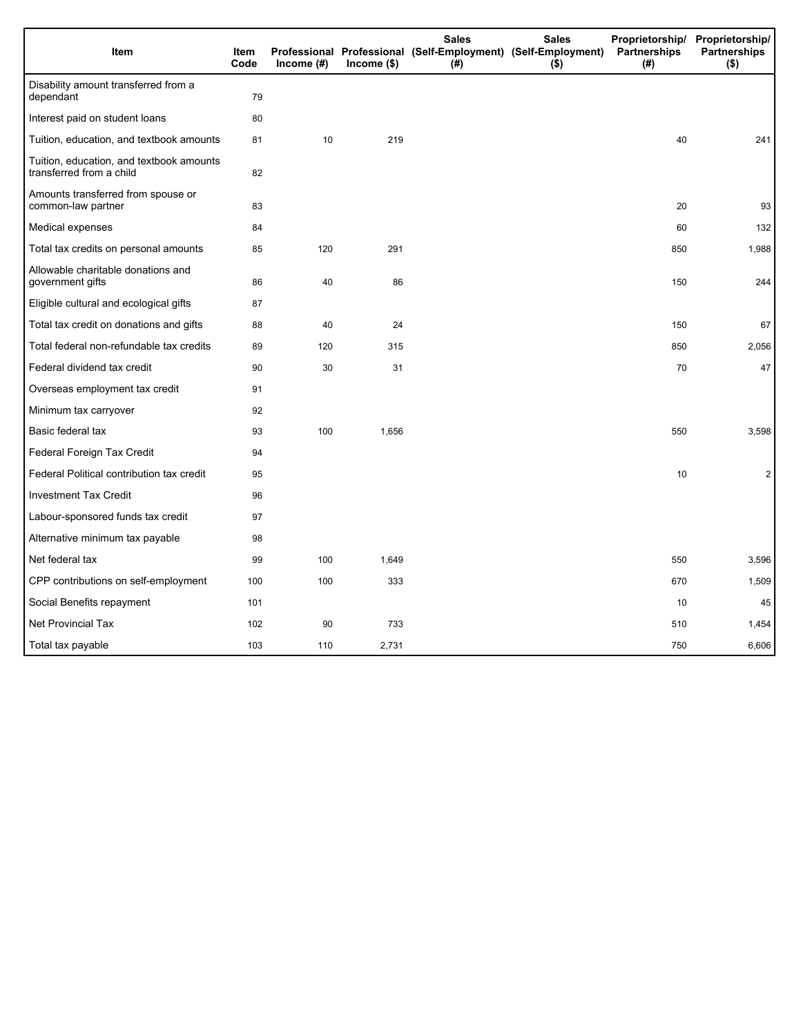| Item | Item Code | Professional Income (#) | Professional Income ($) | Sales (Self-Employment) (#) | Sales (Self-Employment) ($) | Proprietorship/ Partnerships (#) | Proprietorship/ Partnerships ($) |
|---|---|---|---|---|---|---|---|
| Disability amount transferred from a dependant | 79 | | | | | | |
| Interest paid on student loans | 80 | | | | | | |
| Tuition, education, and textbook amounts | 81 | 10 | 219 | | | 40 | 241 |
| Tuition, education, and textbook amounts transferred from a child | 82 | | | | | | |
| Amounts transferred from spouse or common-law partner | 83 | | | | | 20 | 93 |
| Medical expenses | 84 | | | | | 60 | 132 |
| Total tax credits on personal amounts | 85 | 120 | 291 | | | 850 | 1,988 |
| Allowable charitable donations and government gifts | 86 | 40 | 86 | | | 150 | 244 |
| Eligible cultural and ecological gifts | 87 | | | | | | |
| Total tax credit on donations and gifts | 88 | 40 | 24 | | | 150 | 67 |
| Total federal non-refundable tax credits | 89 | 120 | 315 | | | 850 | 2,056 |
| Federal dividend tax credit | 90 | 30 | 31 | | | 70 | 47 |
| Overseas employment tax credit | 91 | | | | | | |
| Minimum tax carryover | 92 | | | | | | |
| Basic federal tax | 93 | 100 | 1,656 | | | 550 | 3,598 |
| Federal Foreign Tax Credit | 94 | | | | | | |
| Federal Political contribution tax credit | 95 | | | | | 10 | 2 |
| Investment Tax Credit | 96 | | | | | | |
| Labour-sponsored funds tax credit | 97 | | | | | | |
| Alternative minimum tax payable | 98 | | | | | | |
| Net federal tax | 99 | 100 | 1,649 | | | 550 | 3,596 |
| CPP contributions on self-employment | 100 | 100 | 333 | | | 670 | 1,509 |
| Social Benefits repayment | 101 | | | | | 10 | 45 |
| Net Provincial Tax | 102 | 90 | 733 | | | 510 | 1,454 |
| Total tax payable | 103 | 110 | 2,731 | | | 750 | 6,606 |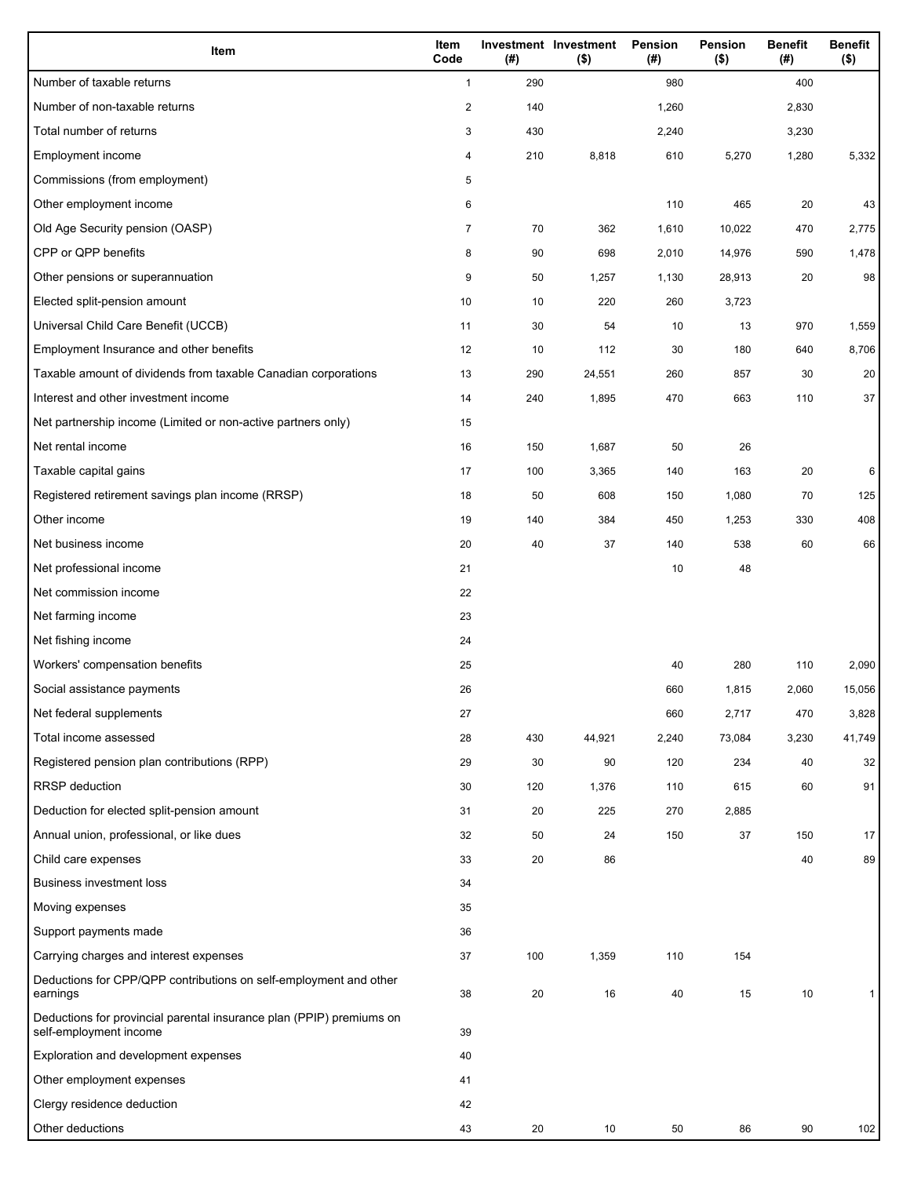| Item | Item Code | Investment (#) | Investment ($) | Pension (#) | Pension ($) | Benefit (#) | Benefit ($) |
|---|---|---|---|---|---|---|---|
| Number of taxable returns | 1 | 290 | | 980 | | 400 | |
| Number of non-taxable returns | 2 | 140 | | 1,260 | | 2,830 | |
| Total number of returns | 3 | 430 | | 2,240 | | 3,230 | |
| Employment income | 4 | 210 | 8,818 | 610 | 5,270 | 1,280 | 5,332 |
| Commissions (from employment) | 5 | | | | | | |
| Other employment income | 6 | | | 110 | 465 | 20 | 43 |
| Old Age Security pension (OASP) | 7 | 70 | 362 | 1,610 | 10,022 | 470 | 2,775 |
| CPP or QPP benefits | 8 | 90 | 698 | 2,010 | 14,976 | 590 | 1,478 |
| Other pensions or superannuation | 9 | 50 | 1,257 | 1,130 | 28,913 | 20 | 98 |
| Elected split-pension amount | 10 | 10 | 220 | 260 | 3,723 | | |
| Universal Child Care Benefit (UCCB) | 11 | 30 | 54 | 10 | 13 | 970 | 1,559 |
| Employment Insurance and other benefits | 12 | 10 | 112 | 30 | 180 | 640 | 8,706 |
| Taxable amount of dividends from taxable Canadian corporations | 13 | 290 | 24,551 | 260 | 857 | 30 | 20 |
| Interest and other investment income | 14 | 240 | 1,895 | 470 | 663 | 110 | 37 |
| Net partnership income (Limited or non-active partners only) | 15 | | | | | | |
| Net rental income | 16 | 150 | 1,687 | 50 | 26 | | |
| Taxable capital gains | 17 | 100 | 3,365 | 140 | 163 | 20 | 6 |
| Registered retirement savings plan income (RRSP) | 18 | 50 | 608 | 150 | 1,080 | 70 | 125 |
| Other income | 19 | 140 | 384 | 450 | 1,253 | 330 | 408 |
| Net business income | 20 | 40 | 37 | 140 | 538 | 60 | 66 |
| Net professional income | 21 | | | 10 | 48 | | |
| Net commission income | 22 | | | | | | |
| Net farming income | 23 | | | | | | |
| Net fishing income | 24 | | | | | | |
| Workers' compensation benefits | 25 | | | 40 | 280 | 110 | 2,090 |
| Social assistance payments | 26 | | | 660 | 1,815 | 2,060 | 15,056 |
| Net federal supplements | 27 | | | 660 | 2,717 | 470 | 3,828 |
| Total income assessed | 28 | 430 | 44,921 | 2,240 | 73,084 | 3,230 | 41,749 |
| Registered pension plan contributions (RPP) | 29 | 30 | 90 | 120 | 234 | 40 | 32 |
| RRSP deduction | 30 | 120 | 1,376 | 110 | 615 | 60 | 91 |
| Deduction for elected split-pension amount | 31 | 20 | 225 | 270 | 2,885 | | |
| Annual union, professional, or like dues | 32 | 50 | 24 | 150 | 37 | 150 | 17 |
| Child care expenses | 33 | 20 | 86 | | | 40 | 89 |
| Business investment loss | 34 | | | | | | |
| Moving expenses | 35 | | | | | | |
| Support payments made | 36 | | | | | | |
| Carrying charges and interest expenses | 37 | 100 | 1,359 | 110 | 154 | | |
| Deductions for CPP/QPP contributions on self-employment and other earnings | 38 | 20 | 16 | 40 | 15 | 10 | 1 |
| Deductions for provincial parental insurance plan (PPIP) premiums on self-employment income | 39 | | | | | | |
| Exploration and development expenses | 40 | | | | | | |
| Other employment expenses | 41 | | | | | | |
| Clergy residence deduction | 42 | | | | | | |
| Other deductions | 43 | 20 | 10 | 50 | 86 | 90 | 102 |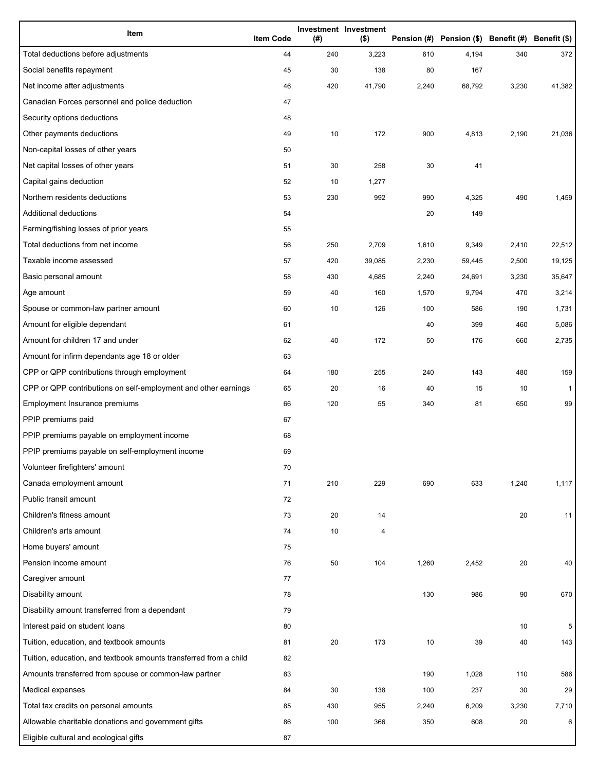| Item | Item Code | Investment (#) | Investment ($) | Pension (#) | Pension ($) | Benefit (#) | Benefit ($) |
|---|---|---|---|---|---|---|---|
| Total deductions before adjustments | 44 | 240 | 3,223 | 610 | 4,194 | 340 | 372 |
| Social benefits repayment | 45 | 30 | 138 | 80 | 167 | | |
| Net income after adjustments | 46 | 420 | 41,790 | 2,240 | 68,792 | 3,230 | 41,382 |
| Canadian Forces personnel and police deduction | 47 | | | | | | |
| Security options deductions | 48 | | | | | | |
| Other payments deductions | 49 | 10 | 172 | 900 | 4,813 | 2,190 | 21,036 |
| Non-capital losses of other years | 50 | | | | | | |
| Net capital losses of other years | 51 | 30 | 258 | 30 | 41 | | |
| Capital gains deduction | 52 | 10 | 1,277 | | | | |
| Northern residents deductions | 53 | 230 | 992 | 990 | 4,325 | 490 | 1,459 |
| Additional deductions | 54 | | | 20 | 149 | | |
| Farming/fishing losses of prior years | 55 | | | | | | |
| Total deductions from net income | 56 | 250 | 2,709 | 1,610 | 9,349 | 2,410 | 22,512 |
| Taxable income assessed | 57 | 420 | 39,085 | 2,230 | 59,445 | 2,500 | 19,125 |
| Basic personal amount | 58 | 430 | 4,685 | 2,240 | 24,691 | 3,230 | 35,647 |
| Age amount | 59 | 40 | 160 | 1,570 | 9,794 | 470 | 3,214 |
| Spouse or common-law partner amount | 60 | 10 | 126 | 100 | 586 | 190 | 1,731 |
| Amount for eligible dependant | 61 | | | 40 | 399 | 460 | 5,086 |
| Amount for children 17 and under | 62 | 40 | 172 | 50 | 176 | 660 | 2,735 |
| Amount for infirm dependants age 18 or older | 63 | | | | | | |
| CPP or QPP contributions through employment | 64 | 180 | 255 | 240 | 143 | 480 | 159 |
| CPP or QPP contributions on self-employment and other earnings | 65 | 20 | 16 | 40 | 15 | 10 | 1 |
| Employment Insurance premiums | 66 | 120 | 55 | 340 | 81 | 650 | 99 |
| PPIP premiums paid | 67 | | | | | | |
| PPIP premiums payable on employment income | 68 | | | | | | |
| PPIP premiums payable on self-employment income | 69 | | | | | | |
| Volunteer firefighters' amount | 70 | | | | | | |
| Canada employment amount | 71 | 210 | 229 | 690 | 633 | 1,240 | 1,117 |
| Public transit amount | 72 | | | | | | |
| Children's fitness amount | 73 | 20 | 14 | | | 20 | 11 |
| Children's arts amount | 74 | 10 | 4 | | | | |
| Home buyers' amount | 75 | | | | | | |
| Pension income amount | 76 | 50 | 104 | 1,260 | 2,452 | 20 | 40 |
| Caregiver amount | 77 | | | | | | |
| Disability amount | 78 | | | 130 | 986 | 90 | 670 |
| Disability amount transferred from a dependant | 79 | | | | | | |
| Interest paid on student loans | 80 | | | | | 10 | 5 |
| Tuition, education, and textbook amounts | 81 | 20 | 173 | 10 | 39 | 40 | 143 |
| Tuition, education, and textbook amounts transferred from a child | 82 | | | | | | |
| Amounts transferred from spouse or common-law partner | 83 | | | 190 | 1,028 | 110 | 586 |
| Medical expenses | 84 | 30 | 138 | 100 | 237 | 30 | 29 |
| Total tax credits on personal amounts | 85 | 430 | 955 | 2,240 | 6,209 | 3,230 | 7,710 |
| Allowable charitable donations and government gifts | 86 | 100 | 366 | 350 | 608 | 20 | 6 |
| Eligible cultural and ecological gifts | 87 | | | | | | |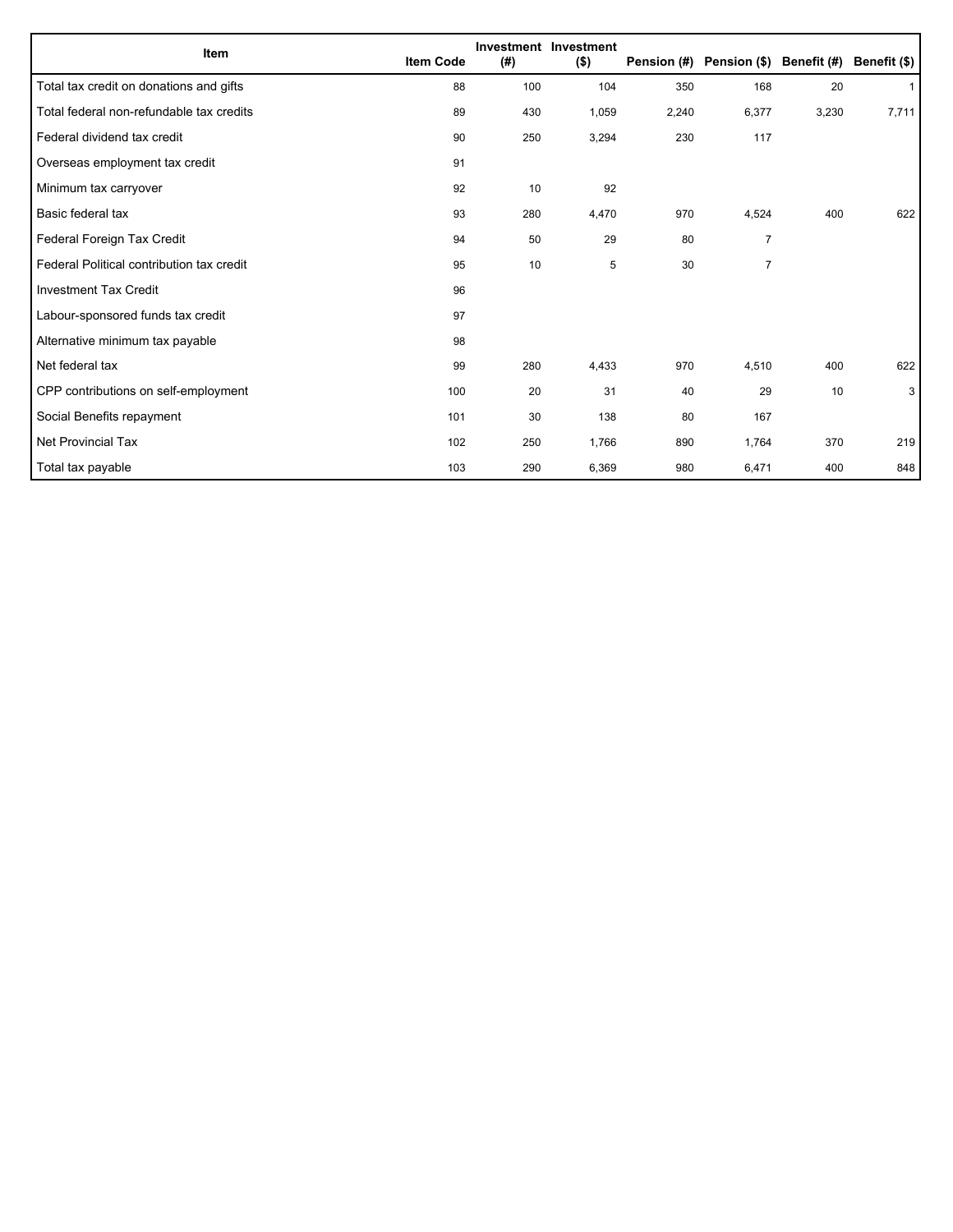| Item | Item Code | Investment (#) | Investment ($) | Pension (#) | Pension ($) | Benefit (#) | Benefit ($) |
|---|---|---|---|---|---|---|---|
| Total tax credit on donations and gifts | 88 | 100 | 104 | 350 | 168 | 20 | 1 |
| Total federal non-refundable tax credits | 89 | 430 | 1,059 | 2,240 | 6,377 | 3,230 | 7,711 |
| Federal dividend tax credit | 90 | 250 | 3,294 | 230 | 117 | | |
| Overseas employment tax credit | 91 | | | | | | |
| Minimum tax carryover | 92 | 10 | 92 | | | | |
| Basic federal tax | 93 | 280 | 4,470 | 970 | 4,524 | 400 | 622 |
| Federal Foreign Tax Credit | 94 | 50 | 29 | 80 | 7 | | |
| Federal Political contribution tax credit | 95 | 10 | 5 | 30 | 7 | | |
| Investment Tax Credit | 96 | | | | | | |
| Labour-sponsored funds tax credit | 97 | | | | | | |
| Alternative minimum tax payable | 98 | | | | | | |
| Net federal tax | 99 | 280 | 4,433 | 970 | 4,510 | 400 | 622 |
| CPP contributions on self-employment | 100 | 20 | 31 | 40 | 29 | 10 | 3 |
| Social Benefits repayment | 101 | 30 | 138 | 80 | 167 | | |
| Net Provincial Tax | 102 | 250 | 1,766 | 890 | 1,764 | 370 | 219 |
| Total tax payable | 103 | 290 | 6,369 | 980 | 6,471 | 400 | 848 |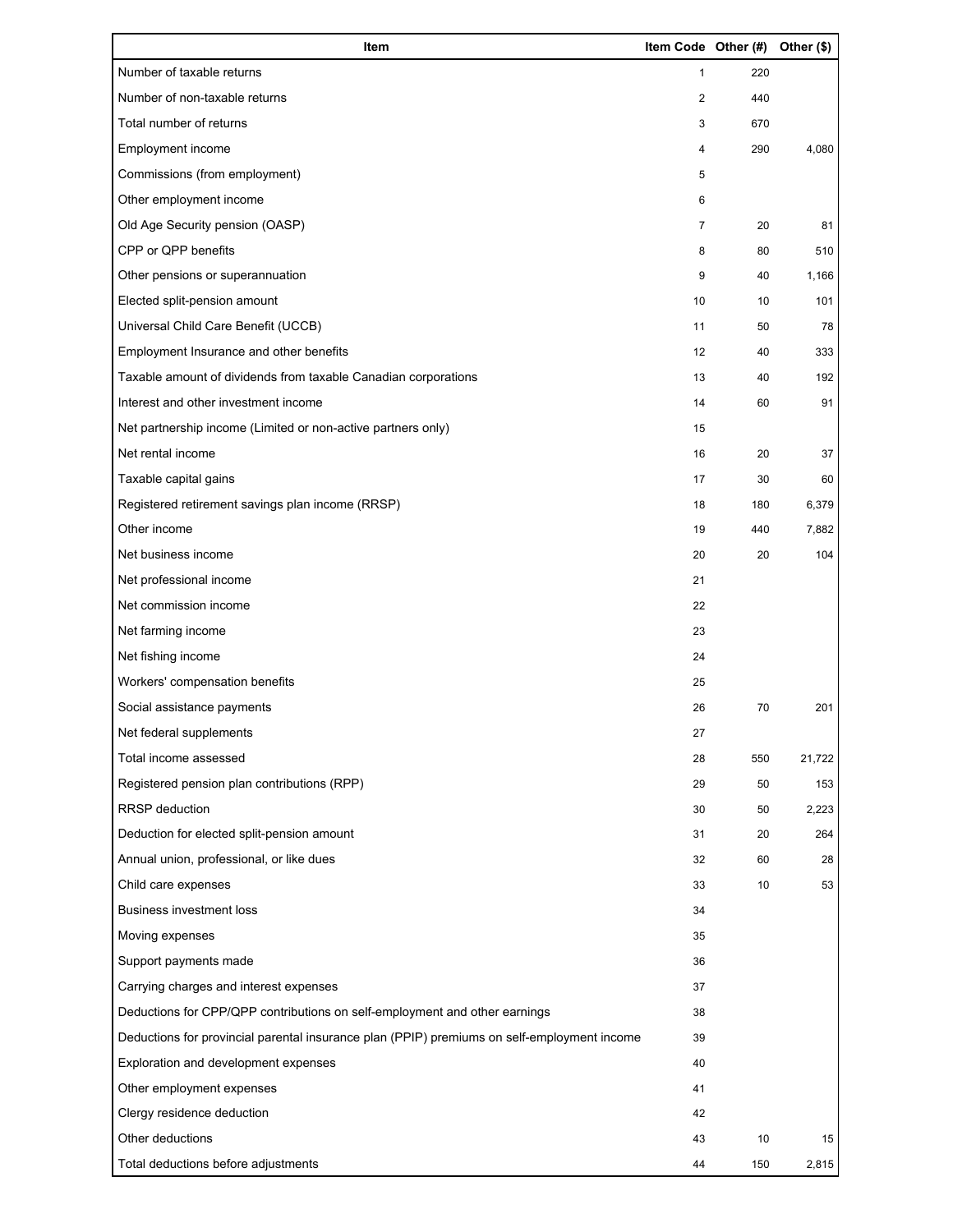| Item | Item Code | Other (#) | Other ($) |
|---|---|---|---|
| Number of taxable returns | 1 | 220 | |
| Number of non-taxable returns | 2 | 440 | |
| Total number of returns | 3 | 670 | |
| Employment income | 4 | 290 | 4,080 |
| Commissions (from employment) | 5 | | |
| Other employment income | 6 | | |
| Old Age Security pension (OASP) | 7 | 20 | 81 |
| CPP or QPP benefits | 8 | 80 | 510 |
| Other pensions or superannuation | 9 | 40 | 1,166 |
| Elected split-pension amount | 10 | 10 | 101 |
| Universal Child Care Benefit (UCCB) | 11 | 50 | 78 |
| Employment Insurance and other benefits | 12 | 40 | 333 |
| Taxable amount of dividends from taxable Canadian corporations | 13 | 40 | 192 |
| Interest and other investment income | 14 | 60 | 91 |
| Net partnership income (Limited or non-active partners only) | 15 | | |
| Net rental income | 16 | 20 | 37 |
| Taxable capital gains | 17 | 30 | 60 |
| Registered retirement savings plan income (RRSP) | 18 | 180 | 6,379 |
| Other income | 19 | 440 | 7,882 |
| Net business income | 20 | 20 | 104 |
| Net professional income | 21 | | |
| Net commission income | 22 | | |
| Net farming income | 23 | | |
| Net fishing income | 24 | | |
| Workers' compensation benefits | 25 | | |
| Social assistance payments | 26 | 70 | 201 |
| Net federal supplements | 27 | | |
| Total income assessed | 28 | 550 | 21,722 |
| Registered pension plan contributions (RPP) | 29 | 50 | 153 |
| RRSP deduction | 30 | 50 | 2,223 |
| Deduction for elected split-pension amount | 31 | 20 | 264 |
| Annual union, professional, or like dues | 32 | 60 | 28 |
| Child care expenses | 33 | 10 | 53 |
| Business investment loss | 34 | | |
| Moving expenses | 35 | | |
| Support payments made | 36 | | |
| Carrying charges and interest expenses | 37 | | |
| Deductions for CPP/QPP contributions on self-employment and other earnings | 38 | | |
| Deductions for provincial parental insurance plan (PPIP) premiums on self-employment income | 39 | | |
| Exploration and development expenses | 40 | | |
| Other employment expenses | 41 | | |
| Clergy residence deduction | 42 | | |
| Other deductions | 43 | 10 | 15 |
| Total deductions before adjustments | 44 | 150 | 2,815 |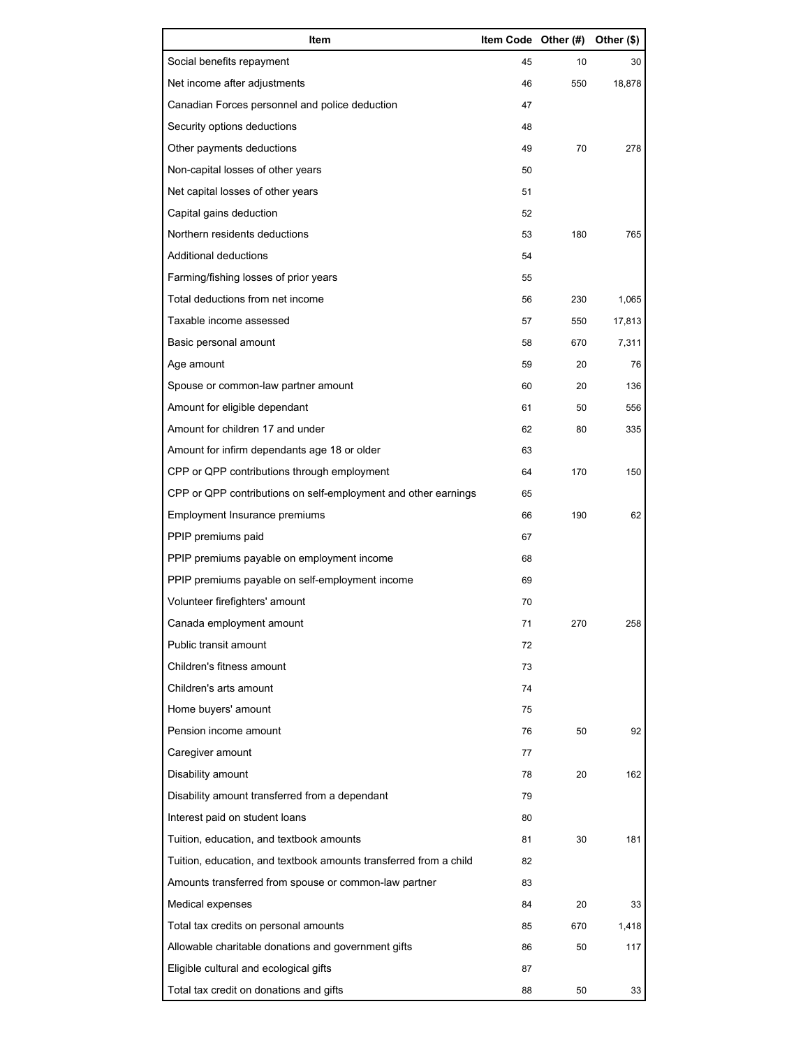| Item | Item Code | Other (#) | Other ($) |
|---|---|---|---|
| Social benefits repayment | 45 | 10 | 30 |
| Net income after adjustments | 46 | 550 | 18,878 |
| Canadian Forces personnel and police deduction | 47 | | |
| Security options deductions | 48 | | |
| Other payments deductions | 49 | 70 | 278 |
| Non-capital losses of other years | 50 | | |
| Net capital losses of other years | 51 | | |
| Capital gains deduction | 52 | | |
| Northern residents deductions | 53 | 180 | 765 |
| Additional deductions | 54 | | |
| Farming/fishing losses of prior years | 55 | | |
| Total deductions from net income | 56 | 230 | 1,065 |
| Taxable income assessed | 57 | 550 | 17,813 |
| Basic personal amount | 58 | 670 | 7,311 |
| Age amount | 59 | 20 | 76 |
| Spouse or common-law partner amount | 60 | 20 | 136 |
| Amount for eligible dependant | 61 | 50 | 556 |
| Amount for children 17 and under | 62 | 80 | 335 |
| Amount for infirm dependants age 18 or older | 63 | | |
| CPP or QPP contributions through employment | 64 | 170 | 150 |
| CPP or QPP contributions on self-employment and other earnings | 65 | | |
| Employment Insurance premiums | 66 | 190 | 62 |
| PPIP premiums paid | 67 | | |
| PPIP premiums payable on employment income | 68 | | |
| PPIP premiums payable on self-employment income | 69 | | |
| Volunteer firefighters' amount | 70 | | |
| Canada employment amount | 71 | 270 | 258 |
| Public transit amount | 72 | | |
| Children's fitness amount | 73 | | |
| Children's arts amount | 74 | | |
| Home buyers' amount | 75 | | |
| Pension income amount | 76 | 50 | 92 |
| Caregiver amount | 77 | | |
| Disability amount | 78 | 20 | 162 |
| Disability amount transferred from a dependant | 79 | | |
| Interest paid on student loans | 80 | | |
| Tuition, education, and textbook amounts | 81 | 30 | 181 |
| Tuition, education, and textbook amounts transferred from a child | 82 | | |
| Amounts transferred from spouse or common-law partner | 83 | | |
| Medical expenses | 84 | 20 | 33 |
| Total tax credits on personal amounts | 85 | 670 | 1,418 |
| Allowable charitable donations and government gifts | 86 | 50 | 117 |
| Eligible cultural and ecological gifts | 87 | | |
| Total tax credit on donations and gifts | 88 | 50 | 33 |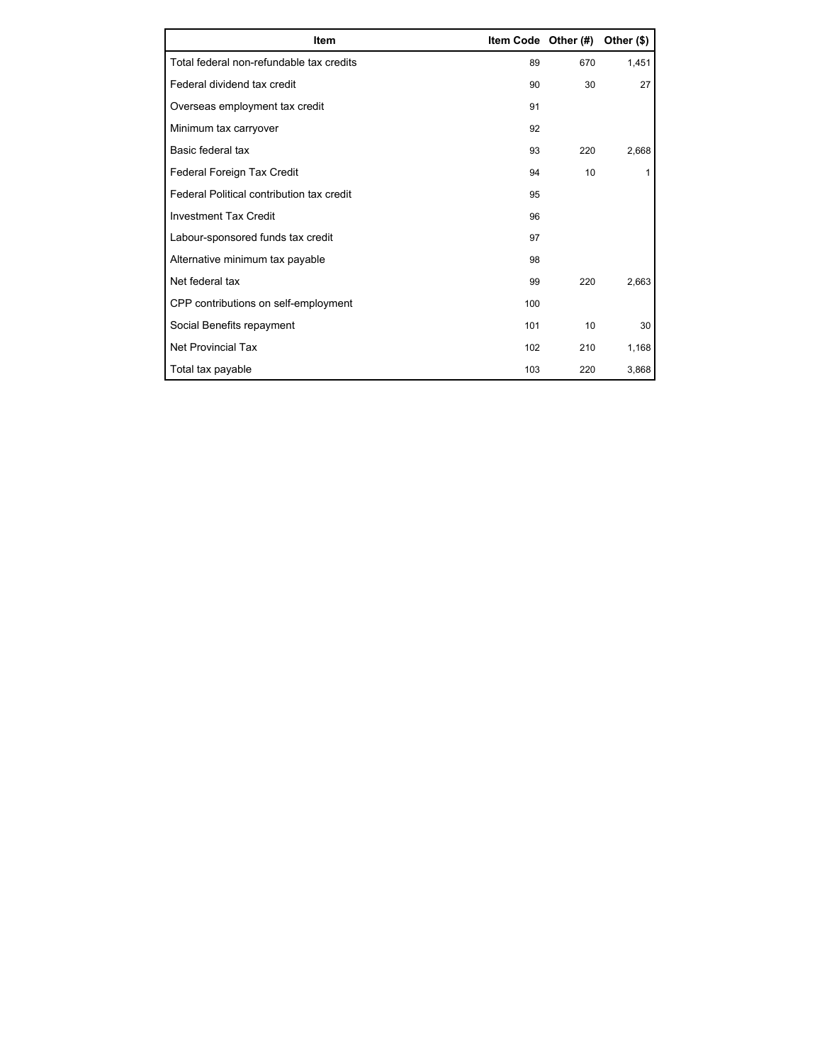| Item | Item Code | Other (#) | Other ($) |
| --- | --- | --- | --- |
| Total federal non-refundable tax credits | 89 | 670 | 1,451 |
| Federal dividend tax credit | 90 | 30 | 27 |
| Overseas employment tax credit | 91 | | |
| Minimum tax carryover | 92 | | |
| Basic federal tax | 93 | 220 | 2,668 |
| Federal Foreign Tax Credit | 94 | 10 | 1 |
| Federal Political contribution tax credit | 95 | | |
| Investment Tax Credit | 96 | | |
| Labour-sponsored funds tax credit | 97 | | |
| Alternative minimum tax payable | 98 | | |
| Net federal tax | 99 | 220 | 2,663 |
| CPP contributions on self-employment | 100 | | |
| Social Benefits repayment | 101 | 10 | 30 |
| Net Provincial Tax | 102 | 210 | 1,168 |
| Total tax payable | 103 | 220 | 3,868 |